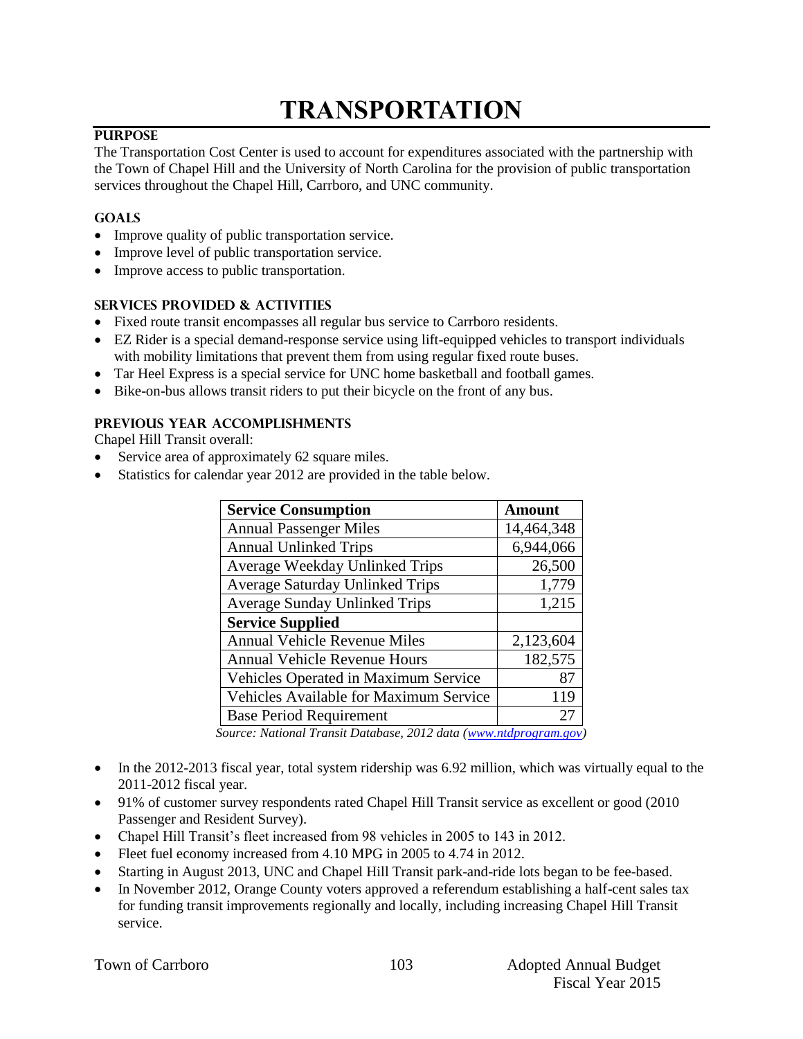# TRANSPORTATION

## PURPOSE

The Transportation Cost Center is used to account for expenditures associated with the partnership with the Town of Chapel Hill and the University of North Carolina for the provision of public transportation services throughout the Chapel Hill, Carrboro, and UNC community.

### GOALS

- Improve quality of public transportation service.
- Improve level of public transportation service.
- Improve access to public transportation.

### SERVICES PROVIDED & ACTIVITIES

- Fixed route transit encompasses all regular bus service to Carrboro residents.
- EZ Rider is a special demand-response service using lift-equipped vehicles to transport individuals with mobility limitations that prevent them from using regular fixed route buses.
- Tar Heel Express is a special service for UNC home basketball and football games.
- Bike-on-bus allows transit riders to put their bicycle on the front of any bus.

### PREVIOUS YEAR ACCOMPLISHMENTS

Chapel Hill Transit overall:

- Service area of approximately 62 square miles.
- Statistics for calendar year 2012 are provided in the table below.

| Service Consumption | Amount |
|---|---|
| Annual Passenger Miles | 14,464,348 |
| Annual Unlinked Trips | 6,944,066 |
| Average Weekday Unlinked Trips | 26,500 |
| Average Saturday Unlinked Trips | 1,779 |
| Average Sunday Unlinked Trips | 1,215 |
| **Service Supplied** | |
| Annual Vehicle Revenue Miles | 2,123,604 |
| Annual Vehicle Revenue Hours | 182,575 |
| Vehicles Operated in Maximum Service | 87 |
| Vehicles Available for Maximum Service | 119 |
| Base Period Requirement | 27 |

*Source: National Transit Database, 2012 data (www.ntdprogram.gov)*

- In the 2012-2013 fiscal year, total system ridership was 6.92 million, which was virtually equal to the 2011-2012 fiscal year.
- 91% of customer survey respondents rated Chapel Hill Transit service as excellent or good (2010 Passenger and Resident Survey).
- Chapel Hill Transit's fleet increased from 98 vehicles in 2005 to 143 in 2012.
- Fleet fuel economy increased from 4.10 MPG in 2005 to 4.74 in 2012.
- Starting in August 2013, UNC and Chapel Hill Transit park-and-ride lots began to be fee-based.
- In November 2012, Orange County voters approved a referendum establishing a half-cent sales tax for funding transit improvements regionally and locally, including increasing Chapel Hill Transit service.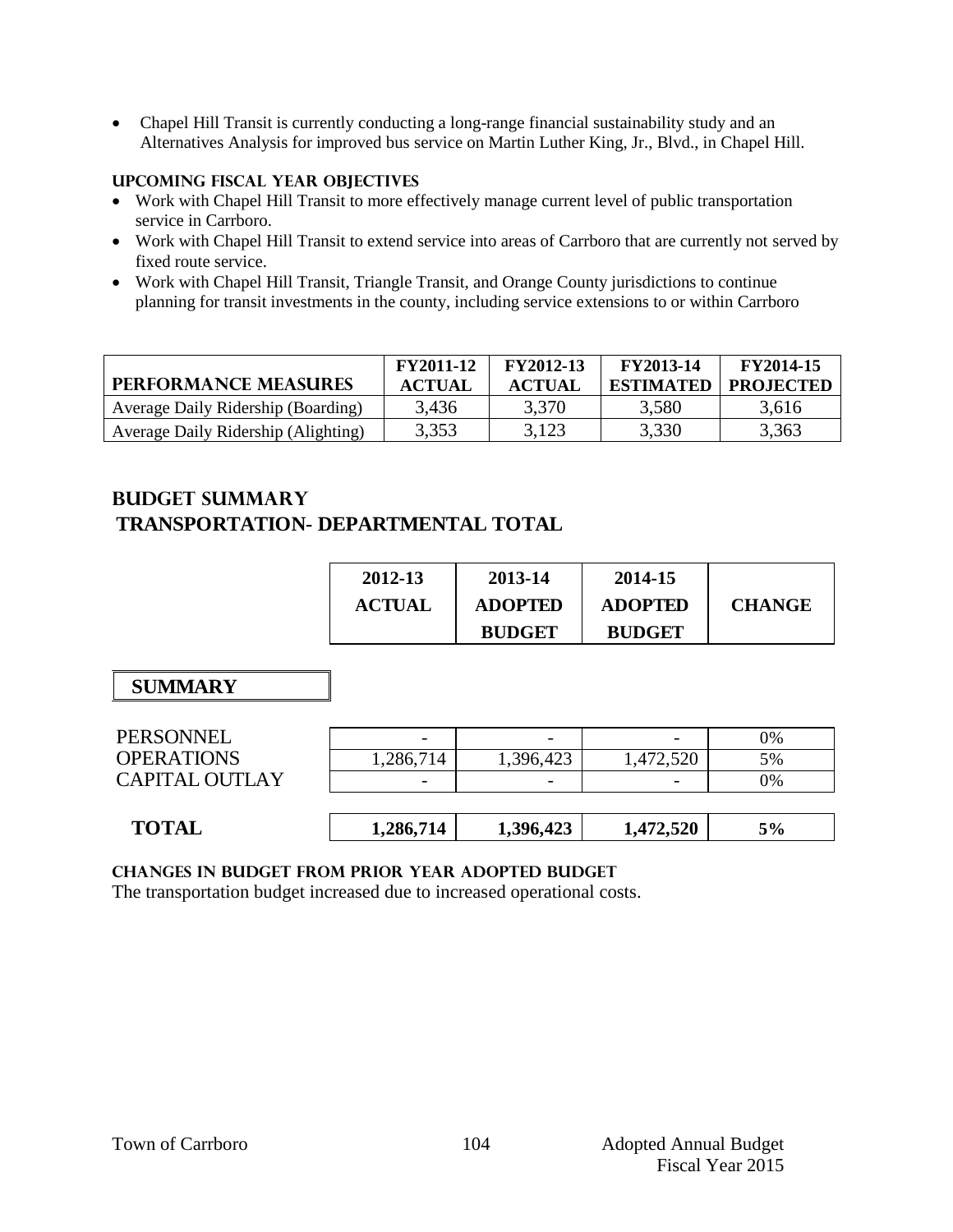- Chapel Hill Transit is currently conducting a long-range financial sustainability study and an Alternatives Analysis for improved bus service on Martin Luther King, Jr., Blvd., in Chapel Hill.

### UPCOMING FISCAL YEAR OBJECTIVES

- Work with Chapel Hill Transit to more effectively manage current level of public transportation service in Carrboro.
- Work with Chapel Hill Transit to extend service into areas of Carrboro that are currently not served by fixed route service.
- Work with Chapel Hill Transit, Triangle Transit, and Orange County jurisdictions to continue planning for transit investments in the county, including service extensions to or within Carrboro

| PERFORMANCE MEASURES | FY2011-12 ACTUAL | FY2012-13 ACTUAL | FY2013-14 ESTIMATED | FY2014-15 PROJECTED |
|---|---|---|---|---|
| Average Daily Ridership (Boarding) | 3,436 | 3,370 | 3,580 | 3,616 |
| Average Daily Ridership (Alighting) | 3,353 | 3,123 | 3,330 | 3,363 |

## BUDGET SUMMARY

## TRANSPORTATION- DEPARTMENTAL TOTAL

| SUMMARY | 2012-13 ACTUAL | 2013-14 ADOPTED BUDGET | 2014-15 ADOPTED BUDGET | CHANGE |
|---|---|---|---|---|
| PERSONNEL | - | - | - | 0% |
| OPERATIONS | 1,286,714 | 1,396,423 | 1,472,520 | 5% |
| CAPITAL OUTLAY | - | - | - | 0% |
| **TOTAL** | **1,286,714** | **1,396,423** | **1,472,520** | **5%** |

### CHANGES IN BUDGET FROM PRIOR YEAR ADOPTED BUDGET

The transportation budget increased due to increased operational costs.